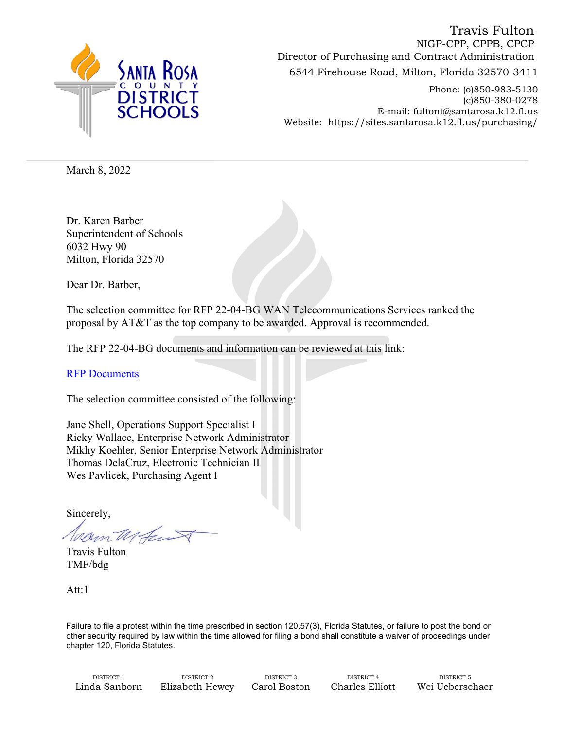Travis Fulton
NIGP-CPP, CPPB, CPCP
Director of Purchasing and Contract Administration
6544 Firehouse Road, Milton, Florida 32570-3411

Phone: (o)850-983-5130
(c)850-380-0278
E-mail: fultont@santarosa.k12.fl.us
Website: https://sites.santarosa.k12.fl.us/purchasing/

March 8, 2022

Dr. Karen Barber
Superintendent of Schools
6032 Hwy 90
Milton, Florida 32570

Dear Dr. Barber,

The selection committee for RFP 22-04-BG WAN Telecommunications Services ranked the proposal by AT&T as the top company to be awarded. Approval is recommended.

The RFP 22-04-BG documents and information can be reviewed at this link:

RFP Documents

The selection committee consisted of the following:

Jane Shell, Operations Support Specialist I
Ricky Wallace, Enterprise Network Administrator
Mikhy Koehler, Senior Enterprise Network Administrator
Thomas DelaCruz, Electronic Technician II
Wes Pavlicek, Purchasing Agent I

Sincerely,

Travis Fulton
TMF/bdg

Att:1

Failure to file a protest within the time prescribed in section 120.57(3), Florida Statutes, or failure to post the bond or other security required by law within the time allowed for filing a bond shall constitute a waiver of proceedings under chapter 120, Florida Statutes.

| DISTRICT 1 | DISTRICT 2 | DISTRICT 3 | DISTRICT 4 | DISTRICT 5 |
|---|---|---|---|---|
| Linda Sanborn | Elizabeth Hewey | Carol Boston | Charles Elliott | Wei Ueberschaer |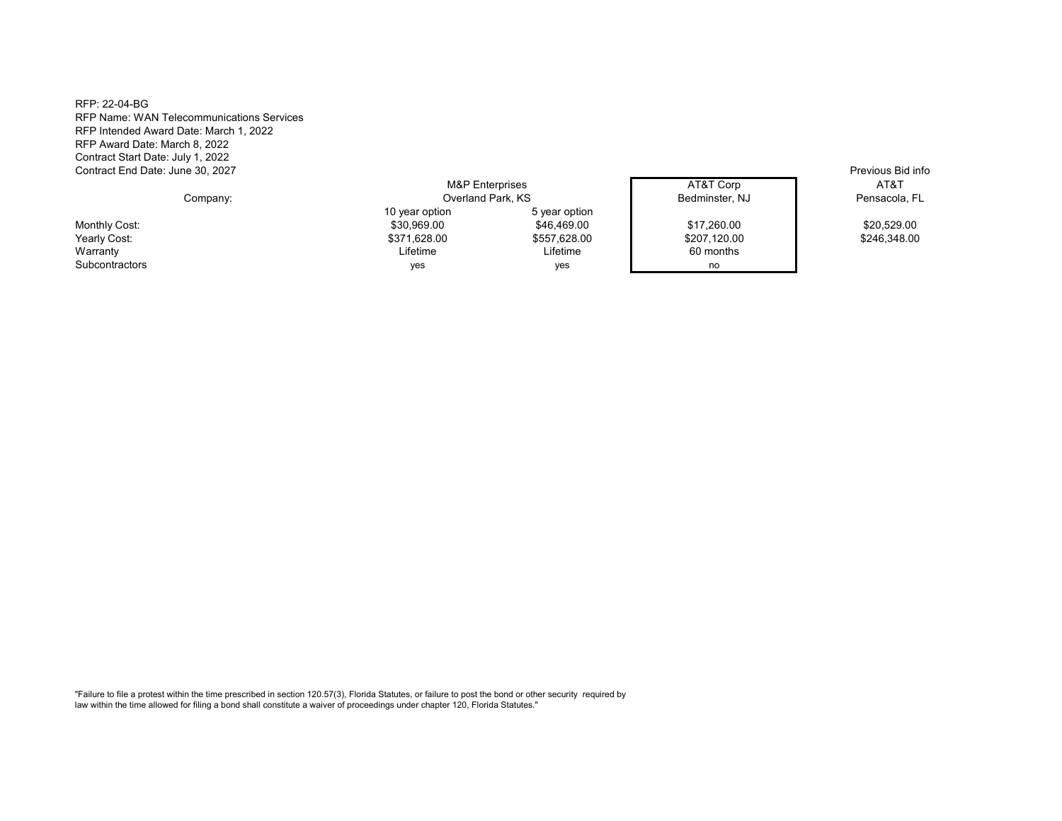RFP: 22-04-BG
RFP Name: WAN Telecommunications Services
RFP Intended Award Date: March 1, 2022
RFP Award Date: March 8, 2022
Contract Start Date: July 1, 2022
Contract End Date: June 30, 2027

| | | | | Previous Bid info |
|---|---|---|---|---|
| Company: | M&P Enterprises Overland Park, KS | | AT&T Corp Bedminster, NJ | AT&T Pensacola, FL |
| | 10 year option | 5 year option | | |
| Monthly Cost: | $30,969.00 | $46,469.00 | $17,260.00 | $20,529.00 |
| Yearly Cost: | $371,628.00 | $557,628.00 | $207,120.00 | $246,348.00 |
| Warranty | Lifetime | Lifetime | 60 months | |
| Subcontractors | yes | yes | no | |

"Failure to file a protest within the time prescribed in section 120.57(3), Florida Statutes, or failure to post the bond or other security required by law within the time allowed for filing a bond shall constitute a waiver of proceedings under chapter 120, Florida Statutes."